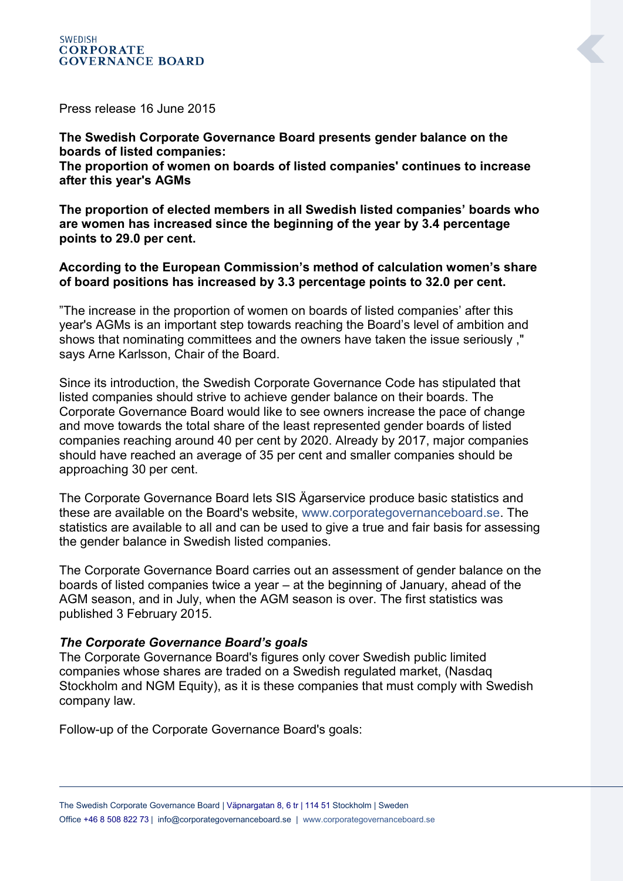Press release 16 June 2015

**The Swedish Corporate Governance Board presents gender balance on the boards of listed companies:**
**The proportion of women on boards of listed companies' continues to increase after this year's AGMs**

**The proportion of elected members in all Swedish listed companies' boards who are women has increased since the beginning of the year by 3.4 percentage points to 29.0 per cent.**

**According to the European Commission's method of calculation women's share of board positions has increased by 3.3 percentage points to 32.0 per cent.**

"The increase in the proportion of women on boards of listed companies' after this year's AGMs is an important step towards reaching the Board's level of ambition and shows that nominating committees and the owners have taken the issue seriously ," says Arne Karlsson, Chair of the Board.

Since its introduction, the Swedish Corporate Governance Code has stipulated that listed companies should strive to achieve gender balance on their boards. The Corporate Governance Board would like to see owners increase the pace of change and move towards the total share of the least represented gender boards of listed companies reaching around 40 per cent by 2020. Already by 2017, major companies should have reached an average of 35 per cent and smaller companies should be approaching 30 per cent.

The Corporate Governance Board lets SIS Ägarservice produce basic statistics and these are available on the Board's website, www.corporategovernanceboard.se. The statistics are available to all and can be used to give a true and fair basis for assessing the gender balance in Swedish listed companies.

The Corporate Governance Board carries out an assessment of gender balance on the boards of listed companies twice a year – at the beginning of January, ahead of the AGM season, and in July, when the AGM season is over. The first statistics was published 3 February 2015.

***The Corporate Governance Board's goals***
The Corporate Governance Board's figures only cover Swedish public limited companies whose shares are traded on a Swedish regulated market, (Nasdaq Stockholm and NGM Equity), as it is these companies that must comply with Swedish company law.

Follow-up of the Corporate Governance Board's goals: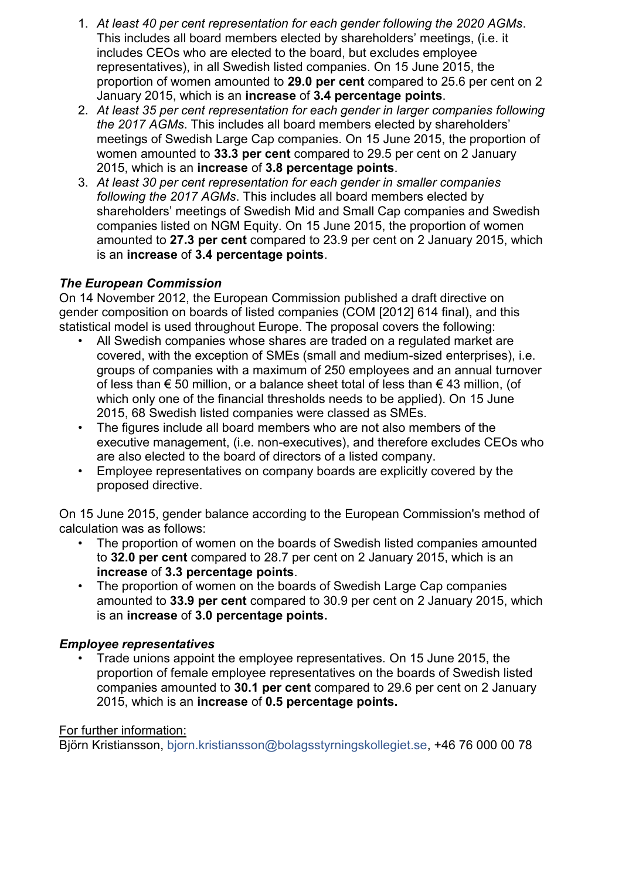1. *At least 40 per cent representation for each gender following the 2020 AGMs*. This includes all board members elected by shareholders' meetings, (i.e. it includes CEOs who are elected to the board, but excludes employee representatives), in all Swedish listed companies. On 15 June 2015, the proportion of women amounted to **29.0 per cent** compared to 25.6 per cent on 2 January 2015, which is an **increase** of **3.4 percentage points**.
2. *At least 35 per cent representation for each gender in larger companies following the 2017 AGMs*. This includes all board members elected by shareholders' meetings of Swedish Large Cap companies. On 15 June 2015, the proportion of women amounted to **33.3 per cent** compared to 29.5 per cent on 2 January 2015, which is an **increase** of **3.8 percentage points**.
3. *At least 30 per cent representation for each gender in smaller companies following the 2017 AGMs*. This includes all board members elected by shareholders' meetings of Swedish Mid and Small Cap companies and Swedish companies listed on NGM Equity. On 15 June 2015, the proportion of women amounted to **27.3 per cent** compared to 23.9 per cent on 2 January 2015, which is an **increase** of **3.4 percentage points**.

***The European Commission***

On 14 November 2012, the European Commission published a draft directive on gender composition on boards of listed companies (COM [2012] 614 final), and this statistical model is used throughout Europe. The proposal covers the following:

- All Swedish companies whose shares are traded on a regulated market are covered, with the exception of SMEs (small and medium-sized enterprises), i.e. groups of companies with a maximum of 250 employees and an annual turnover of less than € 50 million, or a balance sheet total of less than € 43 million, (of which only one of the financial thresholds needs to be applied). On 15 June 2015, 68 Swedish listed companies were classed as SMEs.
- The figures include all board members who are not also members of the executive management, (i.e. non-executives), and therefore excludes CEOs who are also elected to the board of directors of a listed company.
- Employee representatives on company boards are explicitly covered by the proposed directive.

On 15 June 2015, gender balance according to the European Commission's method of calculation was as follows:

- The proportion of women on the boards of Swedish listed companies amounted to **32.0 per cent** compared to 28.7 per cent on 2 January 2015, which is an **increase** of **3.3 percentage points**.
- The proportion of women on the boards of Swedish Large Cap companies amounted to **33.9 per cent** compared to 30.9 per cent on 2 January 2015, which is an **increase** of **3.0 percentage points.**

***Employee representatives***

- Trade unions appoint the employee representatives. On 15 June 2015, the proportion of female employee representatives on the boards of Swedish listed companies amounted to **30.1 per cent** compared to 29.6 per cent on 2 January 2015, which is an **increase** of **0.5 percentage points.**

For further information:
Björn Kristiansson, bjorn.kristiansson@bolagsstyrningskollegiet.se, +46 76 000 00 78